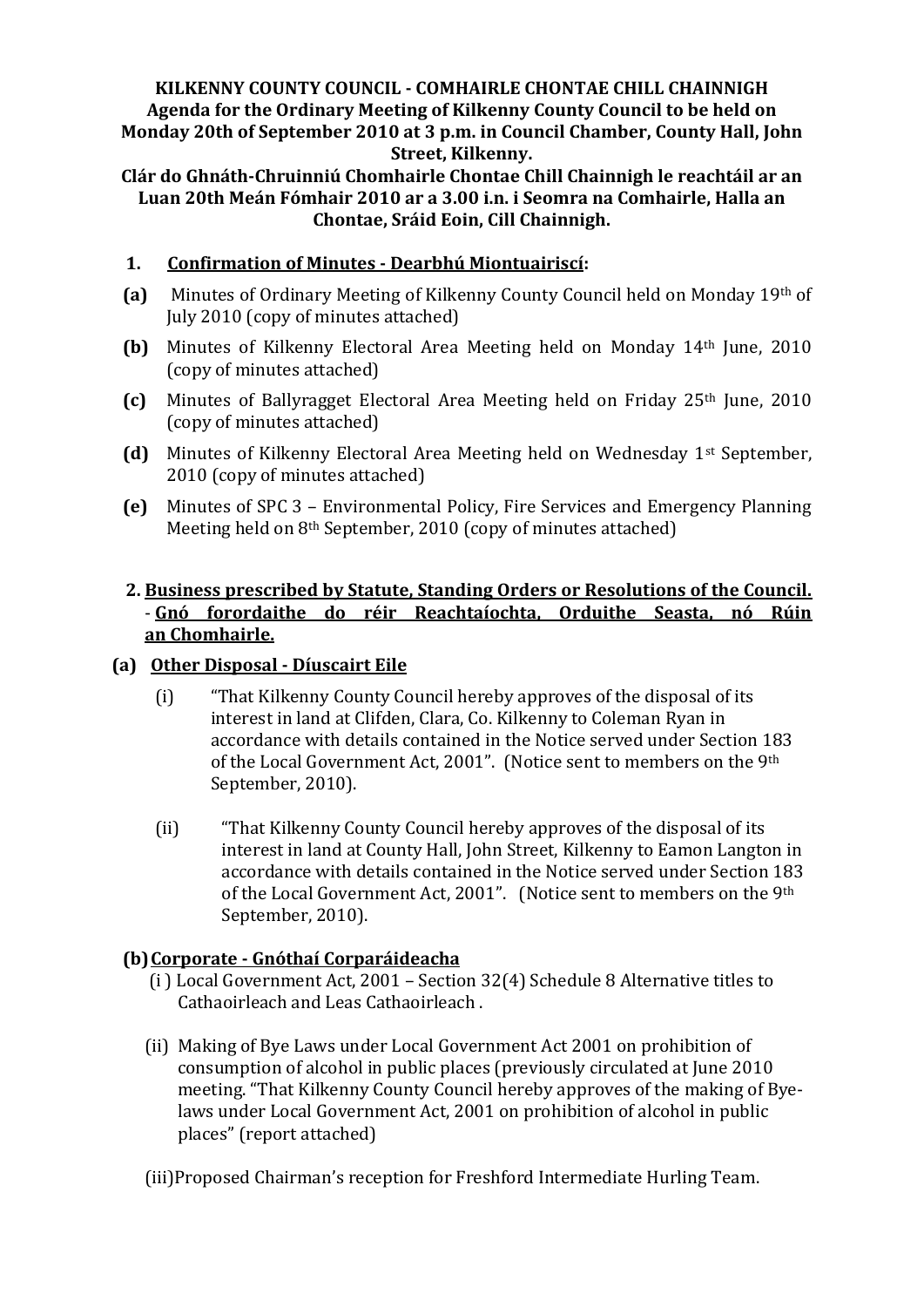**KILKENNY COUNTY COUNCIL - COMHAIRLE CHONTAE CHILL CHAINNIGH**
**Agenda for the Ordinary Meeting of Kilkenny County Council to be held on Monday 20th of September 2010 at 3 p.m. in Council Chamber, County Hall, John Street, Kilkenny.**
**Clár do Ghnáth-Chruinniú Chomhairle Chontae Chill Chainnigh le reachtáil ar an Luan 20th Meán Fómhair 2010 ar a 3.00 i.n. i Seomra na Comhairle, Halla an Chontae, Sráid Eoin, Cill Chainnigh.**

**1. Confirmation of Minutes - Dearbhú Miontuairiscí:**

**(a)** Minutes of Ordinary Meeting of Kilkenny County Council held on Monday 19th of July 2010 (copy of minutes attached)

**(b)** Minutes of Kilkenny Electoral Area Meeting held on Monday 14th June, 2010 (copy of minutes attached)

**(c)** Minutes of Ballyragget Electoral Area Meeting held on Friday 25th June, 2010 (copy of minutes attached)

**(d)** Minutes of Kilkenny Electoral Area Meeting held on Wednesday 1st September, 2010 (copy of minutes attached)

**(e)** Minutes of SPC 3 – Environmental Policy, Fire Services and Emergency Planning Meeting held on 8th September, 2010 (copy of minutes attached)

**2. Business prescribed by Statute, Standing Orders or Resolutions of the Council. - Gnó forordaithe do réir Reachtaíochta, Orduithe Seasta, nó Rúin an Chomhairle.**

**(a) Other Disposal - Díuscairt Eile**

(i) "That Kilkenny County Council hereby approves of the disposal of its interest in land at Clifden, Clara, Co. Kilkenny to Coleman Ryan in accordance with details contained in the Notice served under Section 183 of the Local Government Act, 2001". (Notice sent to members on the 9th September, 2010).

(ii) "That Kilkenny County Council hereby approves of the disposal of its interest in land at County Hall, John Street, Kilkenny to Eamon Langton in accordance with details contained in the Notice served under Section 183 of the Local Government Act, 2001". (Notice sent to members on the 9th September, 2010).

**(b) Corporate - Gnóthaí Corparáideacha**

(i) Local Government Act, 2001 – Section 32(4) Schedule 8 Alternative titles to Cathaoirleach and Leas Cathaoirleach .

(ii) Making of Bye Laws under Local Government Act 2001 on prohibition of consumption of alcohol in public places (previously circulated at June 2010 meeting. "That Kilkenny County Council hereby approves of the making of Bye-laws under Local Government Act, 2001 on prohibition of alcohol in public places" (report attached)

(iii) Proposed Chairman's reception for Freshford Intermediate Hurling Team.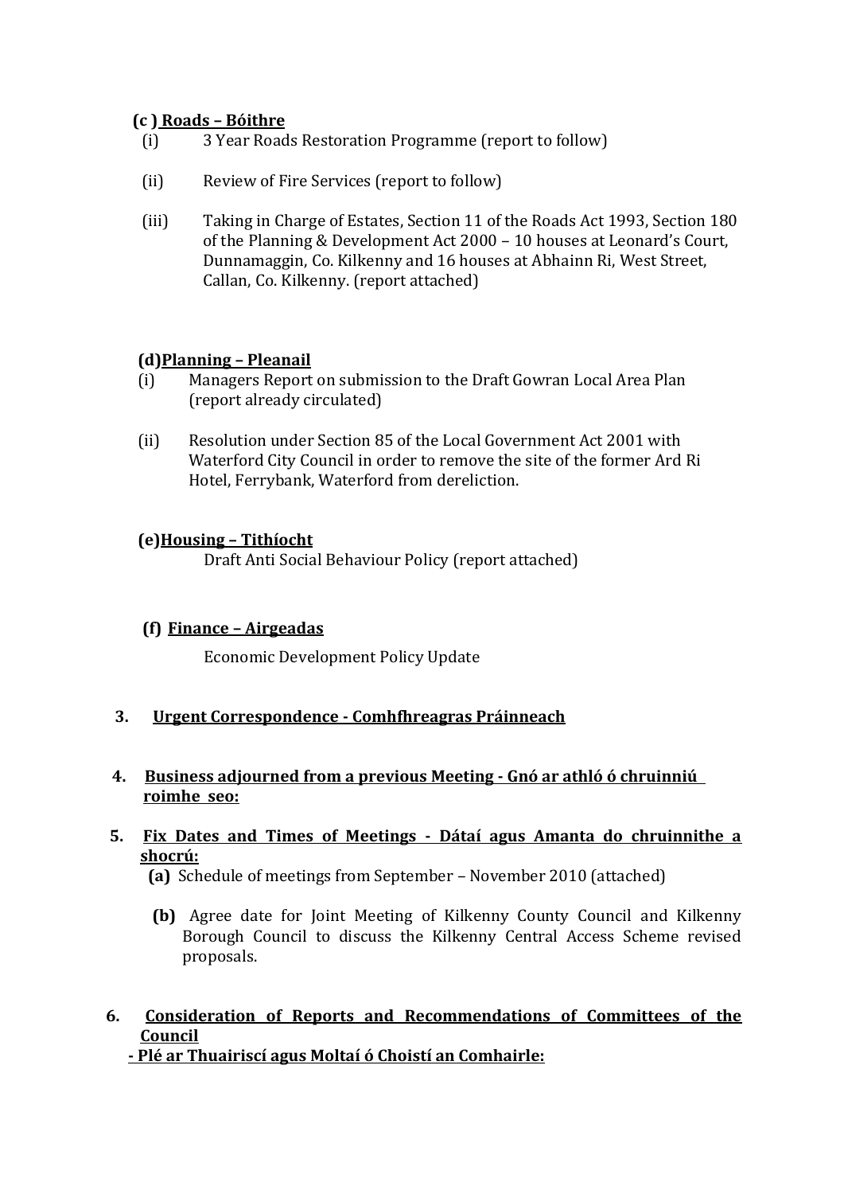**(c ) Roads – Bóithre**

(i) 3 Year Roads Restoration Programme (report to follow)

(ii) Review of Fire Services (report to follow)

(iii) Taking in Charge of Estates, Section 11 of the Roads Act 1993, Section 180 of the Planning & Development Act 2000 – 10 houses at Leonard's Court, Dunnamaggin, Co. Kilkenny and 16 houses at Abhainn Ri, West Street, Callan, Co. Kilkenny. (report attached)

**(d)Planning – Pleanail**

(i) Managers Report on submission to the Draft Gowran Local Area Plan (report already circulated)

(ii) Resolution under Section 85 of the Local Government Act 2001 with Waterford City Council in order to remove the site of the former Ard Ri Hotel, Ferrybank, Waterford from dereliction.

**(e)Housing – Tithíocht**

Draft Anti Social Behaviour Policy (report attached)

**(f) Finance – Airgeadas**

Economic Development Policy Update

**3. Urgent Correspondence - Comhfhreagras Práinneach**

**4. Business adjourned from a previous Meeting - Gnó ar athló ó chruinniú roimhe seo:**

**5. Fix Dates and Times of Meetings - Dátaí agus Amanta do chruinnithe a shocrú:**

**(a)** Schedule of meetings from September – November 2010 (attached)

**(b)** Agree date for Joint Meeting of Kilkenny County Council and Kilkenny Borough Council to discuss the Kilkenny Central Access Scheme revised proposals.

**6. Consideration of Reports and Recommendations of Committees of the Council - Plé ar Thuairiscí agus Moltaí ó Choistí an Comhairle:**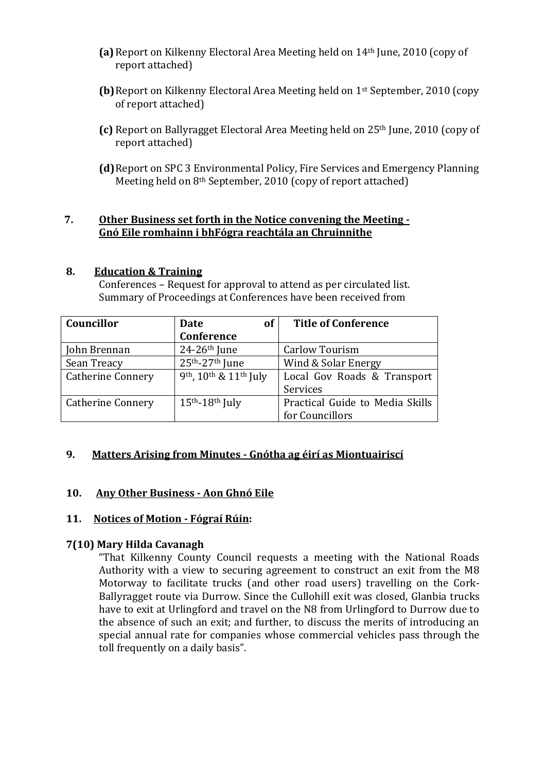**(a)** Report on Kilkenny Electoral Area Meeting held on 14th June, 2010 (copy of report attached)

**(b)** Report on Kilkenny Electoral Area Meeting held on 1st September, 2010 (copy of report attached)

**(c)** Report on Ballyragget Electoral Area Meeting held on 25th June, 2010 (copy of report attached)

**(d)** Report on SPC 3 Environmental Policy, Fire Services and Emergency Planning Meeting held on 8th September, 2010 (copy of report attached)

**7. <u>Other Business set forth in the Notice convening the Meeting - Gnó Eile romhainn i bhFógra reachtála an Chruinnithe</u>**

**8. <u>Education & Training</u>**

Conferences – Request for approval to attend as per circulated list.
Summary of Proceedings at Conferences have been received from

| Councillor | Date of Conference | Title of Conference |
|---|---|---|
| John Brennan | 24-26th June | Carlow Tourism |
| Sean Treacy | 25th-27th June | Wind & Solar Energy |
| Catherine Connery | 9th, 10th & 11th July | Local Gov Roads & Transport Services |
| Catherine Connery | 15th-18th July | Practical Guide to Media Skills for Councillors |

**9. <u>Matters Arising from Minutes - Gnótha ag éirí as Miontuairiscí</u>**

**10. <u>Any Other Business - Aon Ghnó Eile</u>**

**11. <u>Notices of Motion - Fógraí Rúin</u>:**

**7(10) Mary Hilda Cavanagh**

"That Kilkenny County Council requests a meeting with the National Roads Authority with a view to securing agreement to construct an exit from the M8 Motorway to facilitate trucks (and other road users) travelling on the Cork-Ballyragget route via Durrow. Since the Cullohill exit was closed, Glanbia trucks have to exit at Urlingford and travel on the N8 from Urlingford to Durrow due to the absence of such an exit; and further, to discuss the merits of introducing an special annual rate for companies whose commercial vehicles pass through the toll frequently on a daily basis".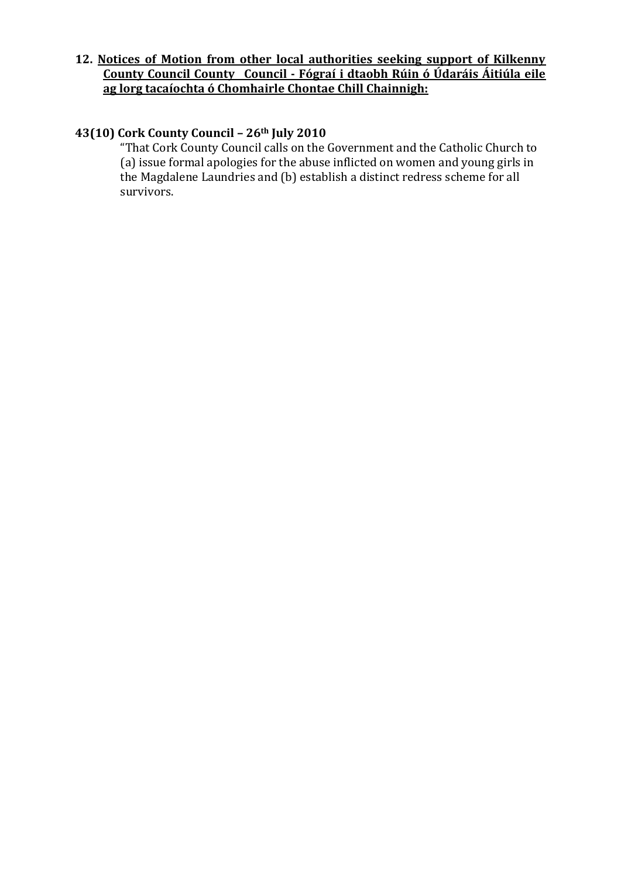## 12. Notices of Motion from other local authorities seeking support of Kilkenny County Council County Council - Fógraí i dtaobh Rúin ó Údaráis Áitiúla eile ag lorg tacaíochta ó Chomhairle Chontae Chill Chainnigh:

### 43(10) Cork County Council – 26th July 2010

"That Cork County Council calls on the Government and the Catholic Church to (a) issue formal apologies for the abuse inflicted on women and young girls in the Magdalene Laundries and (b) establish a distinct redress scheme for all survivors.